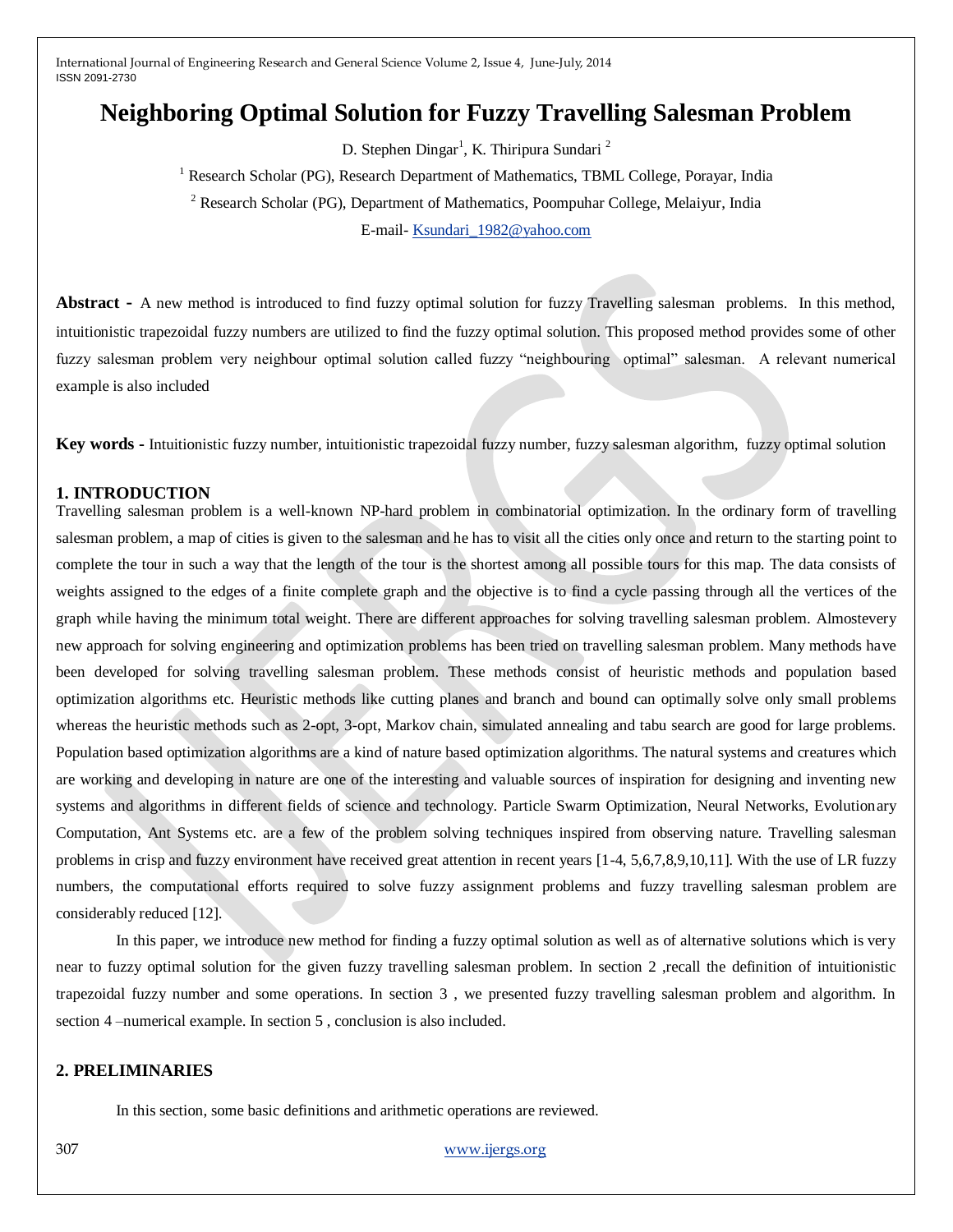# Neighboring Optimal Solution for Fuzzy Travelling Salesman Problem

D. Stephen Dingar[1], K. Thiripura Sundari [2]

[1] Research Scholar (PG), Research Department of Mathematics, TBML College, Porayar, India

[2] Research Scholar (PG), Department of Mathematics, Poompuhar College, Melaiyur, India

E-mail- Ksundari_1982@yahoo.com

**Abstract -** A new method is introduced to find fuzzy optimal solution for fuzzy Travelling salesman problems. In this method, intuitionistic trapezoidal fuzzy numbers are utilized to find the fuzzy optimal solution. This proposed method provides some of other fuzzy salesman problem very neighbour optimal solution called fuzzy "neighbouring optimal" salesman. A relevant numerical example is also included

**Key words -** Intuitionistic fuzzy number, intuitionistic trapezoidal fuzzy number, fuzzy salesman algorithm, fuzzy optimal solution

## 1. INTRODUCTION

Travelling salesman problem is a well-known NP-hard problem in combinatorial optimization. In the ordinary form of travelling salesman problem, a map of cities is given to the salesman and he has to visit all the cities only once and return to the starting point to complete the tour in such a way that the length of the tour is the shortest among all possible tours for this map. The data consists of weights assigned to the edges of a finite complete graph and the objective is to find a cycle passing through all the vertices of the graph while having the minimum total weight. There are different approaches for solving travelling salesman problem. Almostevery new approach for solving engineering and optimization problems has been tried on travelling salesman problem. Many methods have been developed for solving travelling salesman problem. These methods consist of heuristic methods and population based optimization algorithms etc. Heuristic methods like cutting planes and branch and bound can optimally solve only small problems whereas the heuristic methods such as 2-opt, 3-opt, Markov chain, simulated annealing and tabu search are good for large problems. Population based optimization algorithms are a kind of nature based optimization algorithms. The natural systems and creatures which are working and developing in nature are one of the interesting and valuable sources of inspiration for designing and inventing new systems and algorithms in different fields of science and technology. Particle Swarm Optimization, Neural Networks, Evolutionary Computation, Ant Systems etc. are a few of the problem solving techniques inspired from observing nature. Travelling salesman problems in crisp and fuzzy environment have received great attention in recent years [1-4, 5,6,7,8,9,10,11]. With the use of LR fuzzy numbers, the computational efforts required to solve fuzzy assignment problems and fuzzy travelling salesman problem are considerably reduced [12].

In this paper, we introduce new method for finding a fuzzy optimal solution as well as of alternative solutions which is very near to fuzzy optimal solution for the given fuzzy travelling salesman problem. In section 2 ,recall the definition of intuitionistic trapezoidal fuzzy number and some operations. In section 3 , we presented fuzzy travelling salesman problem and algorithm. In section 4 –numerical example. In section 5 , conclusion is also included.

## 2. PRELIMINARIES

In this section, some basic definitions and arithmetic operations are reviewed.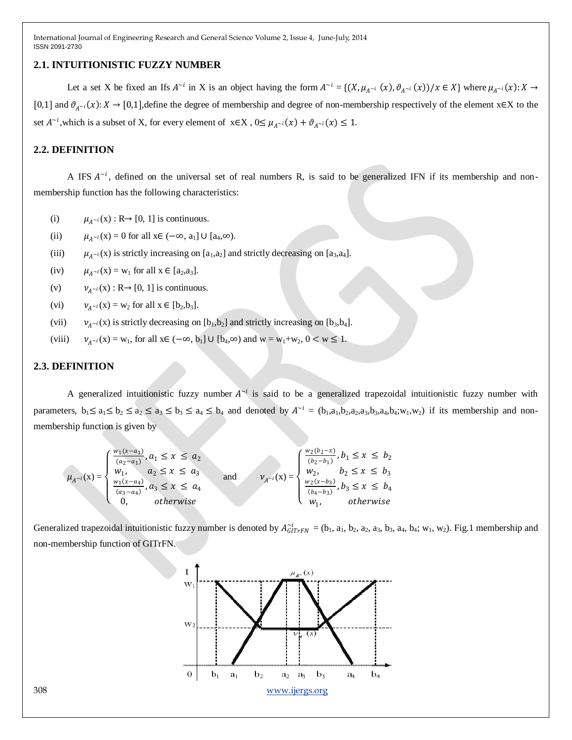## 2.1. INTUITIONISTIC FUZZY NUMBER

Let a set X be fixed an Ifs $A^{\sim i}$ in X is an object having the form $A^{\sim i} = \{(X, \mu_{A^{\sim i}}(x), \vartheta_{A^{\sim i}}(x))/x \in X\}$ where $\mu_{A^{\sim i}}(x): X \rightarrow [0,1]$ and $\vartheta_{A^{\sim i}}(x): X \rightarrow [0,1]$,define the degree of membership and degree of non-membership respectively of the element x∈X to the set $A^{\sim i}$,which is a subset of X, for every element of x∈X , $0 \leq \mu_{A^{\sim i}}(x) + \vartheta_{A^{\sim i}}(x) \leq 1$.

## 2.2. DEFINITION

A IFS $A^{\sim i}$, defined on the universal set of real numbers R, is said to be generalized IFN if its membership and non-membership function has the following characteristics:

(i) $\mu_{A^{\sim i}}(x) : R \rightarrow [0, 1]$ is continuous.

(ii) $\mu_{A^{\sim i}}(x) = 0$ for all $x \in (-\infty, a_1] \cup [a_4, \infty)$.

(iii) $\mu_{A^{\sim i}}(x)$ is strictly increasing on $[a_1,a_2]$ and strictly decreasing on $[a_3,a_4]$.

(iv) $\mu_{A^{\sim i}}(x) = w_1$ for all $x \in [a_2,a_3]$.

(v) $\nu_{A^{\sim i}}(x) : R \rightarrow [0, 1]$ is continuous.

(vi) $\nu_{A^{\sim i}}(x) = w_2$ for all $x \in [b_2,b_3]$.

(vii) $\nu_{A^{\sim i}}(x)$ is strictly decreasing on $[b_1,b_2]$ and strictly increasing on $[b_3,b_4]$.

(viii) $\nu_{A^{\sim i}}(x) = w_1$, for all $x \in (-\infty, b_1] \cup [b_4,\infty)$ and $w = w_1+w_2$, $0 < w \leq 1$.

## 2.3. DEFINITION

A generalized intuitionistic fuzzy number $A^{\sim i}$ is said to be a generalized trapezoidal intuitionistic fuzzy number with parameters, $b_1 \leq a_1 \leq b_2 \leq a_2 \leq a_3 \leq b_3 \leq a_4 \leq b_4$ and denoted by $A^{\sim i} = (b_1,a_1,b_2,a_2,a_3,b_3,a_4,b_4;w_1,w_2)$ if its membership and non-membership function is given by

$$\mu_{A^{\sim i}}(x) = \begin{cases} \frac{w_1(x-a_1)}{(a_2-a_1)}, & a_1 \leq x \leq a_2 \\ w_1, & a_2 \leq x \leq a_3 \\ \frac{w_1(x-a_4)}{(a_3-a_4)}, & a_3 \leq x \leq a_4 \\ 0, & otherwise \end{cases} \quad \text{and} \quad \nu_{A^{\sim i}}(x) = \begin{cases} \frac{w_2(b_2-x)}{(b_2-b_1)}, & b_1 \leq x \leq b_2 \\ w_2, & b_2 \leq x \leq b_3 \\ \frac{w_2(x-b_3)}{(b_4-b_3)}, & b_3 \leq x \leq b_4 \\ w_1, & otherwise \end{cases}$$

Generalized trapezoidal intuitionistic fuzzy number is denoted by $A^{\sim i}_{GITrFN} = (b_1, a_1, b_2, a_2, a_3, b_3, a_4, b_4; w_1, w_2)$. Fig.1 membership and non-membership function of GITrFN.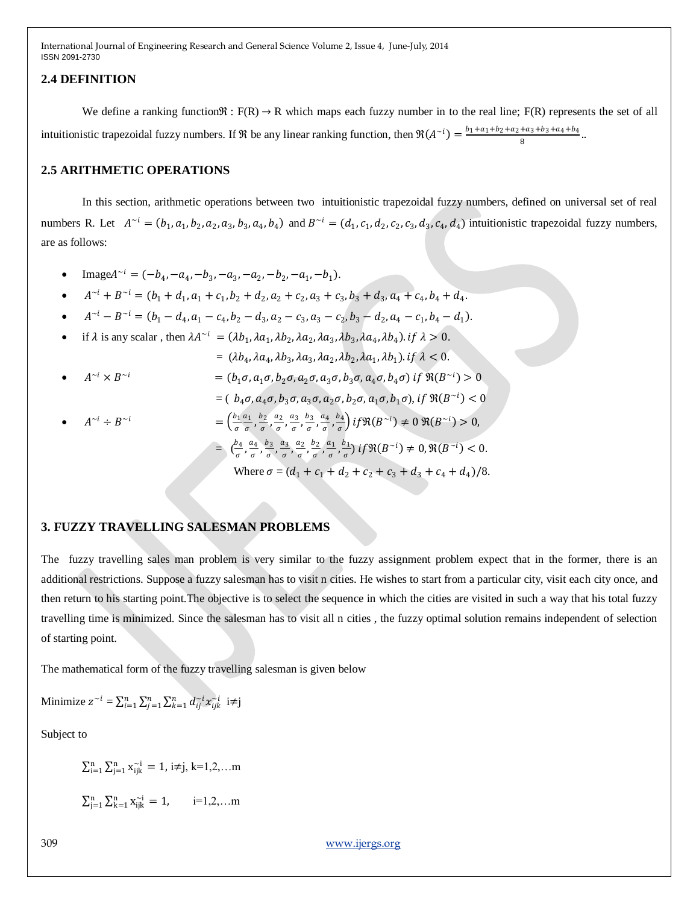### 2.4 DEFINITION

We define a ranking function$\Re$ : F(R) → R which maps each fuzzy number in to the real line; F(R) represents the set of all intuitionistic trapezoidal fuzzy numbers. If $\Re$ be any linear ranking function, then $\Re(A^{\sim i}) = \frac{b_1+a_1+b_2+a_2+a_3+b_3+a_4+b_4}{8}$..

### 2.5 ARITHMETIC OPERATIONS

In this section, arithmetic operations between two intuitionistic trapezoidal fuzzy numbers, defined on universal set of real numbers R. Let $A^{\sim i} = (b_1, a_1, b_2, a_2, a_3, b_3, a_4, b_4)$ and $B^{\sim i} = (d_1, c_1, d_2, c_2, c_3, d_3, c_4, d_4)$ intuitionistic trapezoidal fuzzy numbers, are as follows:

- Image$A^{\sim i} = (-b_4, -a_4, -b_3, -a_3, -a_2, -b_2, -a_1, -b_1)$.
- $A^{\sim i} + B^{\sim i} = (b_1 + d_1, a_1 + c_1, b_2 + d_2, a_2 + c_2, a_3 + c_3, b_3 + d_3, a_4 + c_4, b_4 + d_4$.
- $A^{\sim i} - B^{\sim i} = (b_1 - d_4, a_1 - c_4, b_2 - d_3, a_2 - c_3, a_3 - c_2, b_3 - d_2, a_4 - c_1, b_4 - d_1)$.
- if $\lambda$ is any scalar , then $\lambda A^{\sim i} = (\lambda b_1, \lambda a_1, \lambda b_2, \lambda a_2, \lambda a_3, \lambda b_3, \lambda a_4, \lambda b_4). if\ \lambda > 0$.

  $= (\lambda b_4, \lambda a_4, \lambda b_3, \lambda a_3, \lambda a_2, \lambda b_2, \lambda a_1, \lambda b_1). if\ \lambda < 0$.
- $A^{\sim i} \times B^{\sim i}$ $= (b_1\sigma, a_1\sigma, b_2\sigma, a_2\sigma, a_3\sigma, b_3\sigma, a_4\sigma, b_4\sigma)\ if\ \Re(B^{\sim i}) > 0$

  $= (b_4\sigma, a_4\sigma, b_3\sigma, a_3\sigma, a_2\sigma, b_2\sigma, a_1\sigma, b_1\sigma),\ if\ \Re(B^{\sim i}) < 0$
- $A^{\sim i} \div B^{\sim i}$ $= \left(\frac{b_1}{\sigma} \frac{a_1}{\sigma}, \frac{b_2}{\sigma}, \frac{a_2}{\sigma}, \frac{a_3}{\sigma}, \frac{b_3}{\sigma}, \frac{a_4}{\sigma}, \frac{b_4}{\sigma}\right) if \Re(B^{\sim i}) \neq 0\ \Re(B^{\sim i}) > 0$,

  $= (\frac{b_4}{\sigma}, \frac{a_4}{\sigma}, \frac{b_3}{\sigma}, \frac{a_3}{\sigma}, \frac{a_2}{\sigma}, \frac{b_2}{\sigma}, \frac{a_1}{\sigma}, \frac{b_1}{\sigma})\ if \Re(B^{\sim i}) \neq 0, \Re(B^{\sim i}) < 0$.

  Where $\sigma = (d_1 + c_1 + d_2 + c_2 + c_3 + d_3 + c_4 + d_4)/8$.

## 3. FUZZY TRAVELLING SALESMAN PROBLEMS

The fuzzy travelling sales man problem is very similar to the fuzzy assignment problem expect that in the former, there is an additional restrictions. Suppose a fuzzy salesman has to visit n cities. He wishes to start from a particular city, visit each city once, and then return to his starting point.The objective is to select the sequence in which the cities are visited in such a way that his total fuzzy travelling time is minimized. Since the salesman has to visit all n cities , the fuzzy optimal solution remains independent of selection of starting point.

The mathematical form of the fuzzy travelling salesman is given below

Minimize $z^{\sim i} = \sum_{i=1}^{n} \sum_{j=1}^{n} \sum_{k=1}^{n} d_{ij}^{\sim i} x_{ijk}^{\sim i}$ i≠j

Subject to

$\sum_{i=1}^{n} \sum_{j=1}^{n} x_{ijk}^{\sim i} = 1$, i≠j, k=1,2,…m

$\sum_{j=1}^{n} \sum_{k=1}^{n} x_{ijk}^{\sim i} = 1$, i=1,2,…m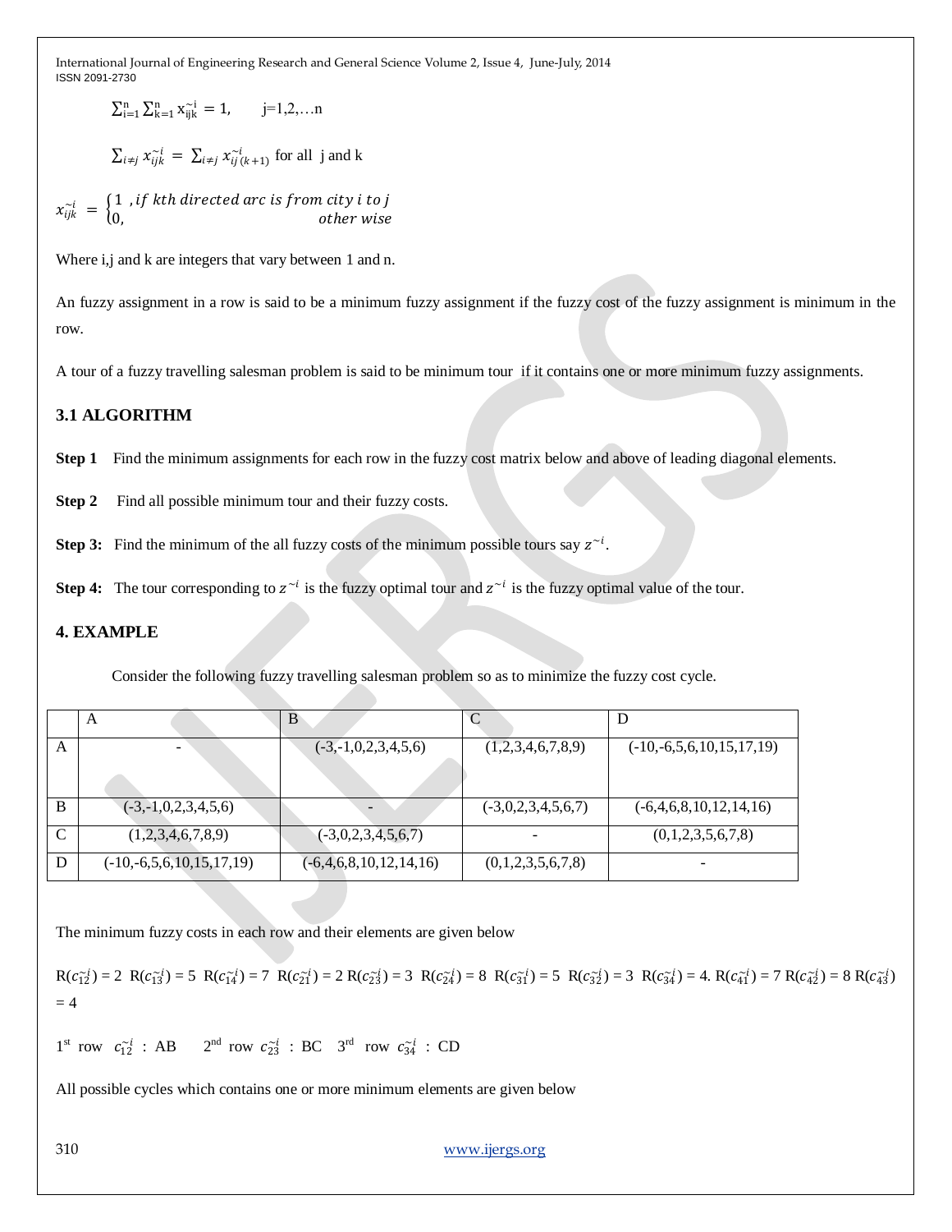$$\sum_{i=1}^{n}\sum_{k=1}^{n} x_{ijk}^{\sim i} = 1, \qquad j=1,2,\ldots n$$

$$\sum_{i \neq j} x_{ijk}^{\sim i} = \sum_{i \neq j} x_{ij(k+1)}^{\sim i} \text{ for all j and k}$$

$$x_{ijk}^{\sim i} = \begin{cases} 1 \ , if\ kth\ directed\ arc\ is\ from\ city\ i\ to\ j \\ 0, \qquad\qquad\qquad\qquad other\ wise \end{cases}$$

Where i,j and k are integers that vary between 1 and n.

An fuzzy assignment in a row is said to be a minimum fuzzy assignment if the fuzzy cost of the fuzzy assignment is minimum in the row.

A tour of a fuzzy travelling salesman problem is said to be minimum tour if it contains one or more minimum fuzzy assignments.

### 3.1 ALGORITHM

**Step 1** Find the minimum assignments for each row in the fuzzy cost matrix below and above of leading diagonal elements.

**Step 2** Find all possible minimum tour and their fuzzy costs.

**Step 3:** Find the minimum of the all fuzzy costs of the minimum possible tours say $z^{\sim i}$.

**Step 4:** The tour corresponding to $z^{\sim i}$ is the fuzzy optimal tour and $z^{\sim i}$ is the fuzzy optimal value of the tour.

## 4. EXAMPLE

Consider the following fuzzy travelling salesman problem so as to minimize the fuzzy cost cycle.

| | A | B | C | D |
|---|---|---|---|---|
| A | - | (-3,-1,0,2,3,4,5,6) | (1,2,3,4,6,7,8,9) | (-10,-6,5,6,10,15,17,19) |
| B | (-3,-1,0,2,3,4,5,6) | - | (-3,0,2,3,4,5,6,7) | (-6,4,6,8,10,12,14,16) |
| C | (1,2,3,4,6,7,8,9) | (-3,0,2,3,4,5,6,7) | - | (0,1,2,3,5,6,7,8) |
| D | (-10,-6,5,6,10,15,17,19) | (-6,4,6,8,10,12,14,16) | (0,1,2,3,5,6,7,8) | - |

The minimum fuzzy costs in each row and their elements are given below

$R(c_{12}^{\sim i}) = 2$ $R(c_{13}^{\sim i}) = 5$ $R(c_{14}^{\sim i}) = 7$ $R(c_{21}^{\sim i}) = 2$ $R(c_{23}^{\sim i}) = 3$ $R(c_{24}^{\sim i}) = 8$ $R(c_{31}^{\sim i}) = 5$ $R(c_{32}^{\sim i}) = 3$ $R(c_{34}^{\sim i}) = 4$. $R(c_{41}^{\sim i}) = 7$ $R(c_{42}^{\sim i}) = 8$ $R(c_{43}^{\sim i}) = 4$

1st row $c_{12}^{\sim i}$ : AB 2nd row $c_{23}^{\sim i}$ : BC 3rd row $c_{34}^{\sim i}$ : CD

All possible cycles which contains one or more minimum elements are given below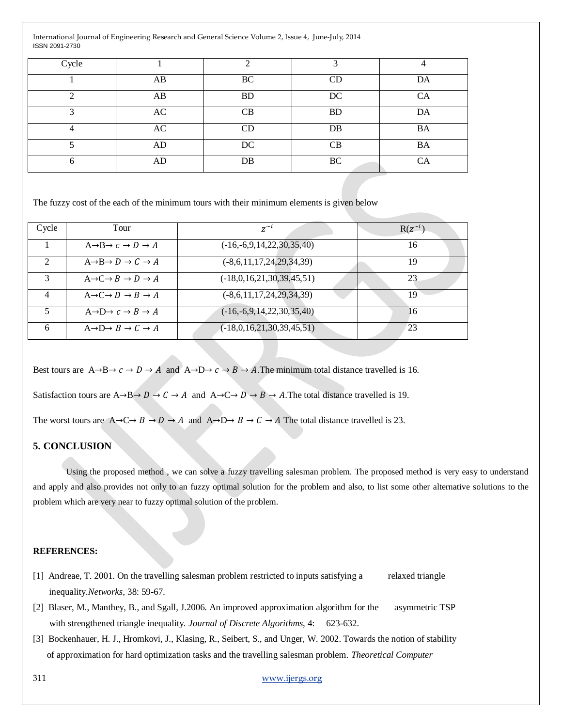| Cycle | 1 | 2 | 3 | 4 |
|---|---|---|---|---|
| 1 | AB | BC | CD | DA |
| 2 | AB | BD | DC | CA |
| 3 | AC | CB | BD | DA |
| 4 | AC | CD | DB | BA |
| 5 | AD | DC | CB | BA |
| 6 | AD | DB | BC | CA |

The fuzzy cost of the each of the minimum tours with their minimum elements is given below

| Cycle | Tour | $z^{\sim i}$ | R($z^{\sim i}$) |
|---|---|---|---|
| 1 | A→B→ $c \rightarrow D \rightarrow A$ | (-16,-6,9,14,22,30,35,40) | 16 |
| 2 | A→B→ $D \rightarrow C \rightarrow A$ | (-8,6,11,17,24,29,34,39) | 19 |
| 3 | A→C→ $B \rightarrow D \rightarrow A$ | (-18,0,16,21,30,39,45,51) | 23 |
| 4 | A→C→ $D \rightarrow B \rightarrow A$ | (-8,6,11,17,24,29,34,39) | 19 |
| 5 | A→D→ $c \rightarrow B \rightarrow A$ | (-16,-6,9,14,22,30,35,40) | 16 |
| 6 | A→D→ $B \rightarrow C \rightarrow A$ | (-18,0,16,21,30,39,45,51) | 23 |

Best tours are A→B→ $c \rightarrow D \rightarrow A$ and A→D→ $c \rightarrow B \rightarrow A$.The minimum total distance travelled is 16.

Satisfaction tours are A→B→ $D \rightarrow C \rightarrow A$ and A→C→ $D \rightarrow B \rightarrow A$.The total distance travelled is 19.

The worst tours are A→C→ $B \rightarrow D \rightarrow A$ and A→D→ $B \rightarrow C \rightarrow A$ The total distance travelled is 23.

## 5. CONCLUSION

Using the proposed method , we can solve a fuzzy travelling salesman problem. The proposed method is very easy to understand and apply and also provides not only to an fuzzy optimal solution for the problem and also, to list some other alternative solutions to the problem which are very near to fuzzy optimal solution of the problem.

## REFERENCES:

[1] Andreae, T. 2001. On the travelling salesman problem restricted to inputs satisfying a relaxed triangle inequality.*Networks*, 38: 59-67.

[2] Blaser, M., Manthey, B., and Sgall, J.2006. An improved approximation algorithm for the asymmetric TSP with strengthened triangle inequality. *Journal of Discrete Algorithms*, 4: 623-632.

[3] Bockenhauer, H. J., Hromkovi, J., Klasing, R., Seibert, S., and Unger, W. 2002. Towards the notion of stability of approximation for hard optimization tasks and the travelling salesman problem. *Theoretical Computer*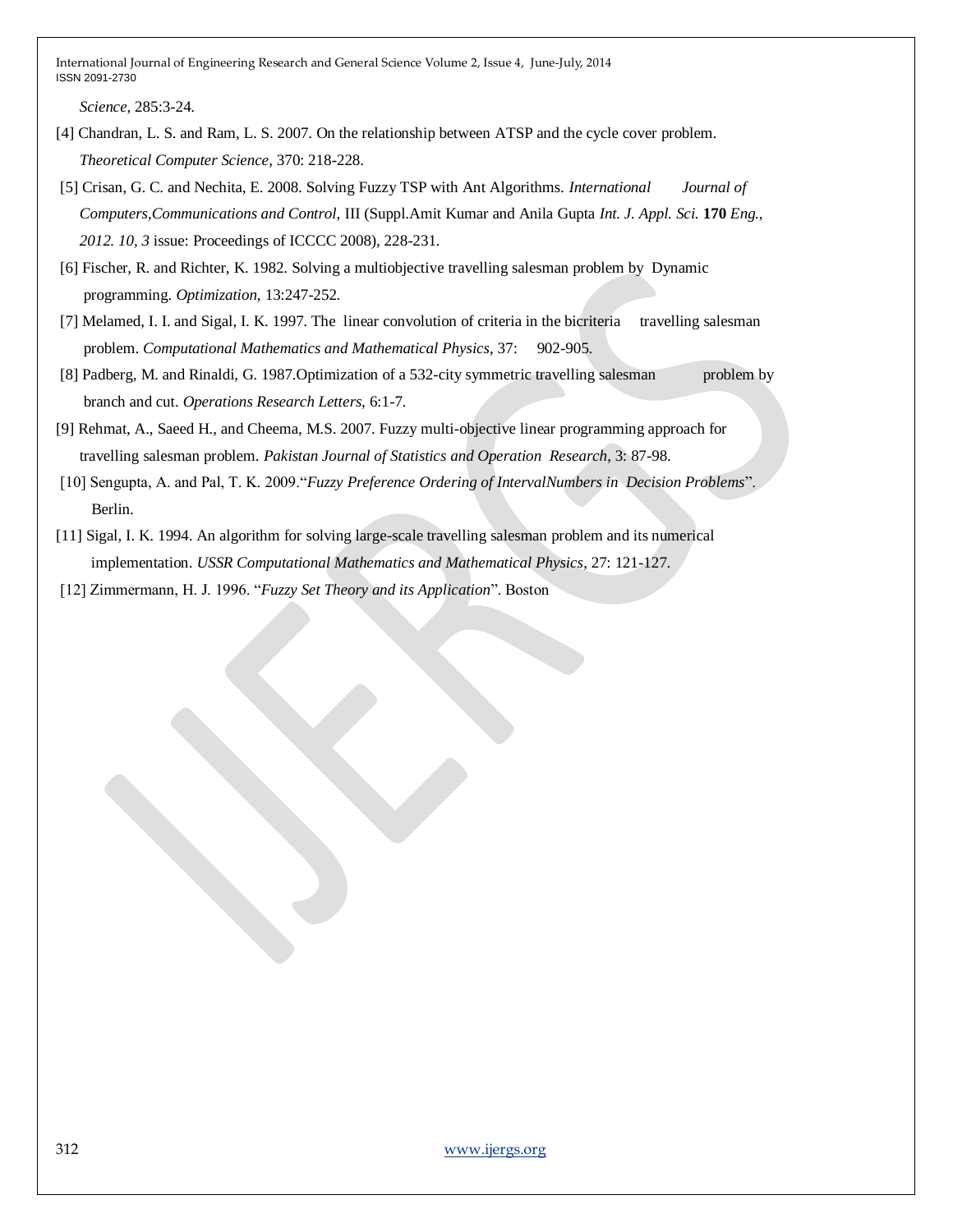*Science*, 285:3-24.

[4] Chandran, L. S. and Ram, L. S. 2007. On the relationship between ATSP and the cycle cover problem. *Theoretical Computer Science*, 370: 218-228.

[5] Crisan, G. C. and Nechita, E. 2008. Solving Fuzzy TSP with Ant Algorithms. *International Journal of Computers,Communications and Control*, III (Suppl.Amit Kumar and Anila Gupta *Int. J. Appl. Sci.* **170** *Eng., 2012. 10, 3* issue: Proceedings of ICCCC 2008), 228-231.

[6] Fischer, R. and Richter, K. 1982. Solving a multiobjective travelling salesman problem by Dynamic programming. *Optimization*, 13:247-252.

[7] Melamed, I. I. and Sigal, I. K. 1997. The linear convolution of criteria in the bicriteria travelling salesman problem. *Computational Mathematics and Mathematical Physics*, 37: 902-905.

[8] Padberg, M. and Rinaldi, G. 1987.Optimization of a 532-city symmetric travelling salesman problem by branch and cut. *Operations Research Letters*, 6:1-7.

[9] Rehmat, A., Saeed H., and Cheema, M.S. 2007. Fuzzy multi-objective linear programming approach for travelling salesman problem. *Pakistan Journal of Statistics and Operation Research*, 3: 87-98.

[10] Sengupta, A. and Pal, T. K. 2009."*Fuzzy Preference Ordering of IntervalNumbers in Decision Problems*". Berlin.

[11] Sigal, I. K. 1994. An algorithm for solving large-scale travelling salesman problem and its numerical implementation. *USSR Computational Mathematics and Mathematical Physics*, 27: 121-127.

[12] Zimmermann, H. J. 1996. "*Fuzzy Set Theory and its Application*". Boston